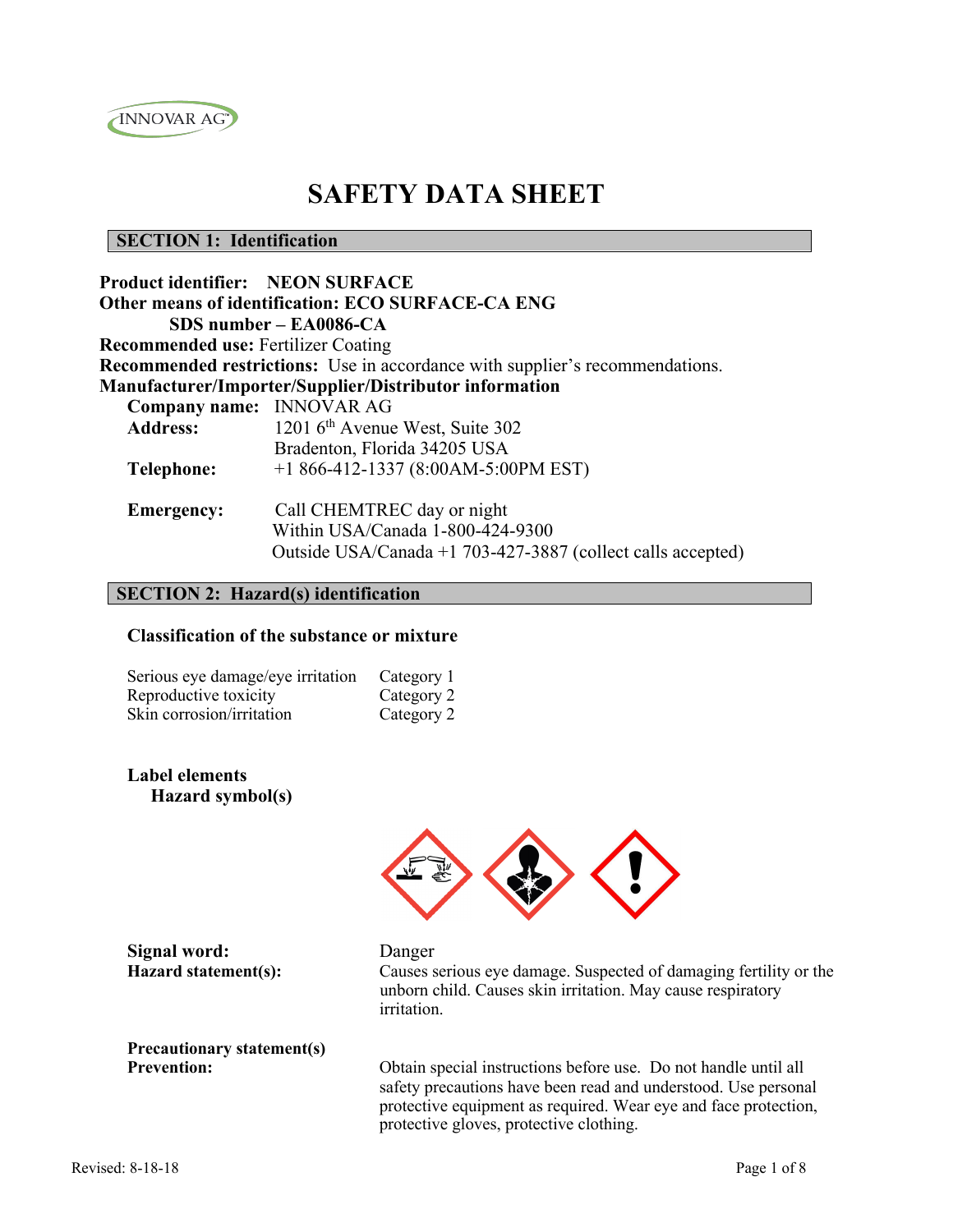INNOVAR AG

# SAFETY DATA SHEET

## SECTION 1: Identification

**Product identifier:** **NEON SURFACE**
**Other means of identification: ECO SURFACE-CA ENG**
**SDS number – EA0086-CA**
**Recommended use:** Fertilizer Coating
**Recommended restrictions:** Use in accordance with supplier's recommendations.
**Manufacturer/Importer/Supplier/Distributor information**

**Company name:** INNOVAR AG
**Address:** 1201 6th Avenue West, Suite 302
Bradenton, Florida 34205 USA
**Telephone:** +1 866-412-1337 (8:00AM-5:00PM EST)

**Emergency:** Call CHEMTREC day or night
Within USA/Canada 1-800-424-9300
Outside USA/Canada +1 703-427-3887 (collect calls accepted)

## SECTION 2: Hazard(s) identification

### Classification of the substance or mixture

| | |
|---|---|
| Serious eye damage/eye irritation | Category 1 |
| Reproductive toxicity | Category 2 |
| Skin corrosion/irritation | Category 2 |

### Label elements

**Hazard symbol(s)**

**Signal word:** Danger

**Hazard statement(s):** Causes serious eye damage. Suspected of damaging fertility or the unborn child. Causes skin irritation. May cause respiratory irritation.

**Precautionary statement(s)**

**Prevention:** Obtain special instructions before use. Do not handle until all safety precautions have been read and understood. Use personal protective equipment as required. Wear eye and face protection, protective gloves, protective clothing.

Revised: 8-18-18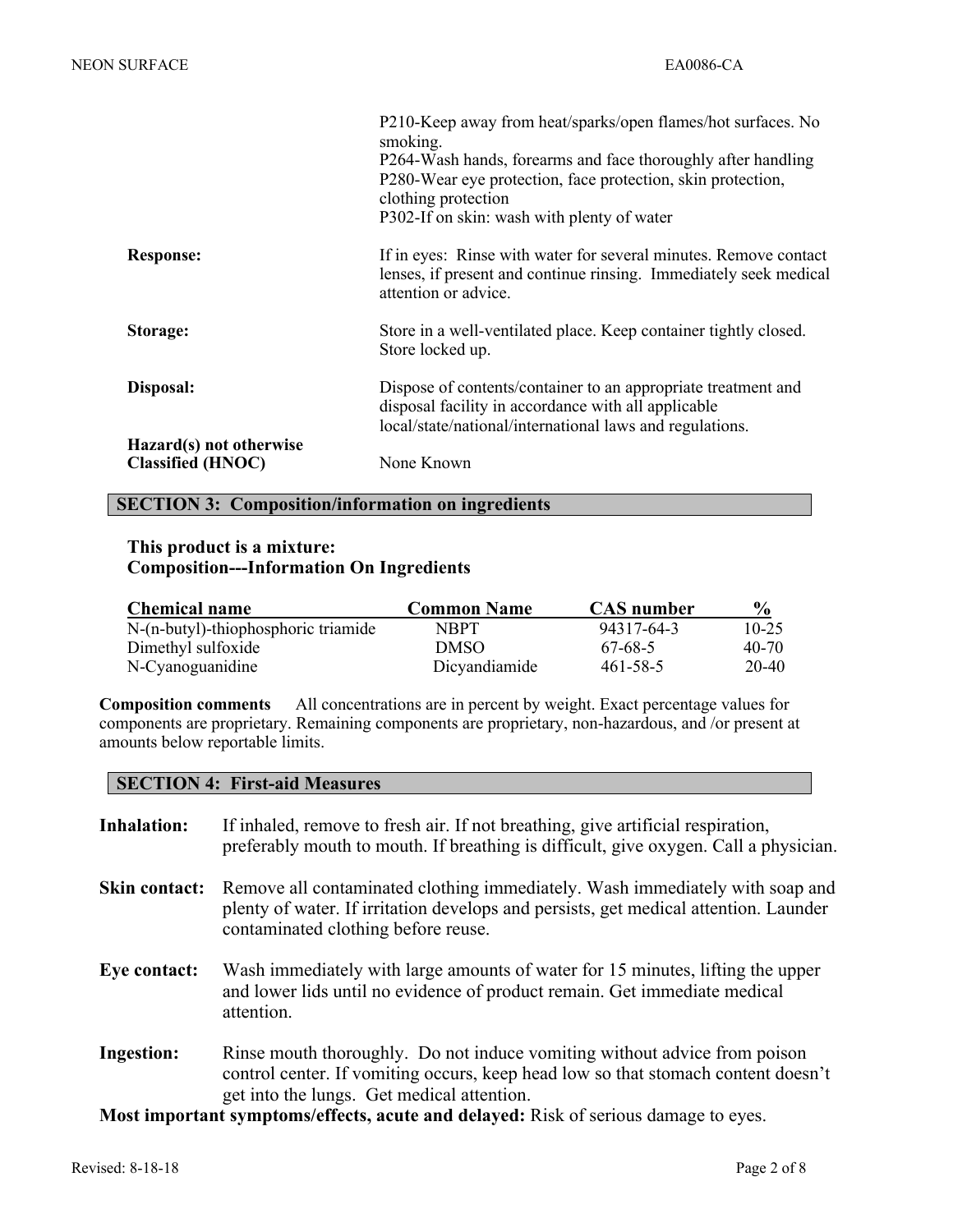P210-Keep away from heat/sparks/open flames/hot surfaces. No smoking.
P264-Wash hands, forearms and face thoroughly after handling
P280-Wear eye protection, face protection, skin protection, clothing protection
P302-If on skin: wash with plenty of water

**Response:** If in eyes: Rinse with water for several minutes. Remove contact lenses, if present and continue rinsing. Immediately seek medical attention or advice.

**Storage:** Store in a well-ventilated place. Keep container tightly closed. Store locked up.

**Disposal:** Dispose of contents/container to an appropriate treatment and disposal facility in accordance with all applicable local/state/national/international laws and regulations.

**Hazard(s) not otherwise Classified (HNOC)** None Known

## SECTION 3: Composition/information on ingredients

**This product is a mixture:**
**Composition---Information On Ingredients**

| Chemical name | Common Name | CAS number | % |
|---|---|---|---|
| N-(n-butyl)-thiophosphoric triamide | NBPT | 94317-64-3 | 10-25 |
| Dimethyl sulfoxide | DMSO | 67-68-5 | 40-70 |
| N-Cyanoguanidine | Dicyandiamide | 461-58-5 | 20-40 |

**Composition comments** All concentrations are in percent by weight. Exact percentage values for components are proprietary. Remaining components are proprietary, non-hazardous, and /or present at amounts below reportable limits.

## SECTION 4: First-aid Measures

**Inhalation:** If inhaled, remove to fresh air. If not breathing, give artificial respiration, preferably mouth to mouth. If breathing is difficult, give oxygen. Call a physician.

**Skin contact:** Remove all contaminated clothing immediately. Wash immediately with soap and plenty of water. If irritation develops and persists, get medical attention. Launder contaminated clothing before reuse.

**Eye contact:** Wash immediately with large amounts of water for 15 minutes, lifting the upper and lower lids until no evidence of product remain. Get immediate medical attention.

**Ingestion:** Rinse mouth thoroughly. Do not induce vomiting without advice from poison control center. If vomiting occurs, keep head low so that stomach content doesn't get into the lungs. Get medical attention.

**Most important symptoms/effects, acute and delayed:** Risk of serious damage to eyes.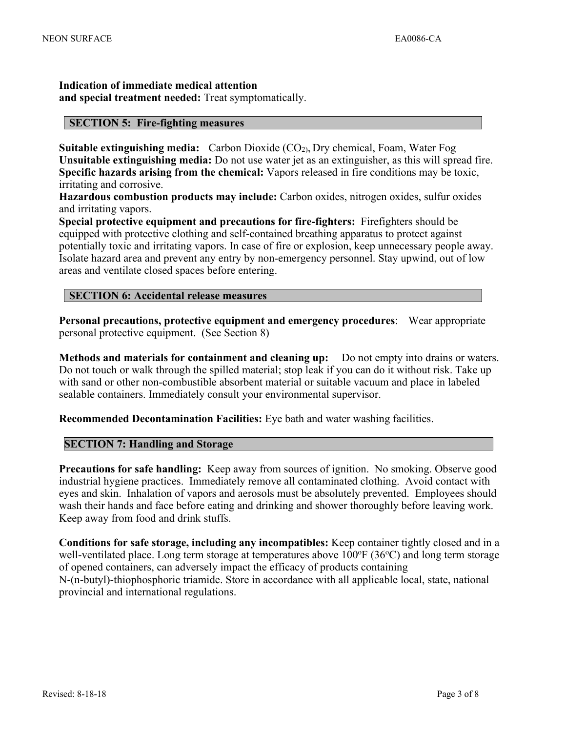**Indication of immediate medical attention and special treatment needed:** Treat symptomatically.

## SECTION 5: Fire-fighting measures

**Suitable extinguishing media:** Carbon Dioxide ($CO_2$), Dry chemical, Foam, Water Fog
**Unsuitable extinguishing media:** Do not use water jet as an extinguisher, as this will spread fire.
**Specific hazards arising from the chemical:** Vapors released in fire conditions may be toxic, irritating and corrosive.
**Hazardous combustion products may include:** Carbon oxides, nitrogen oxides, sulfur oxides and irritating vapors.
**Special protective equipment and precautions for fire-fighters:** Firefighters should be equipped with protective clothing and self-contained breathing apparatus to protect against potentially toxic and irritating vapors. In case of fire or explosion, keep unnecessary people away. Isolate hazard area and prevent any entry by non-emergency personnel. Stay upwind, out of low areas and ventilate closed spaces before entering.

## SECTION 6: Accidental release measures

**Personal precautions, protective equipment and emergency procedures**: Wear appropriate personal protective equipment. (See Section 8)

**Methods and materials for containment and cleaning up:** Do not empty into drains or waters. Do not touch or walk through the spilled material; stop leak if you can do it without risk. Take up with sand or other non-combustible absorbent material or suitable vacuum and place in labeled sealable containers. Immediately consult your environmental supervisor.

**Recommended Decontamination Facilities:** Eye bath and water washing facilities.

## SECTION 7: Handling and Storage

**Precautions for safe handling:** Keep away from sources of ignition. No smoking. Observe good industrial hygiene practices. Immediately remove all contaminated clothing. Avoid contact with eyes and skin. Inhalation of vapors and aerosols must be absolutely prevented. Employees should wash their hands and face before eating and drinking and shower thoroughly before leaving work. Keep away from food and drink stuffs.

**Conditions for safe storage, including any incompatibles:** Keep container tightly closed and in a well-ventilated place. Long term storage at temperatures above 100ºF (36ºC) and long term storage of opened containers, can adversely impact the efficacy of products containing N-(n-butyl)-thiophosphoric triamide. Store in accordance with all applicable local, state, national provincial and international regulations.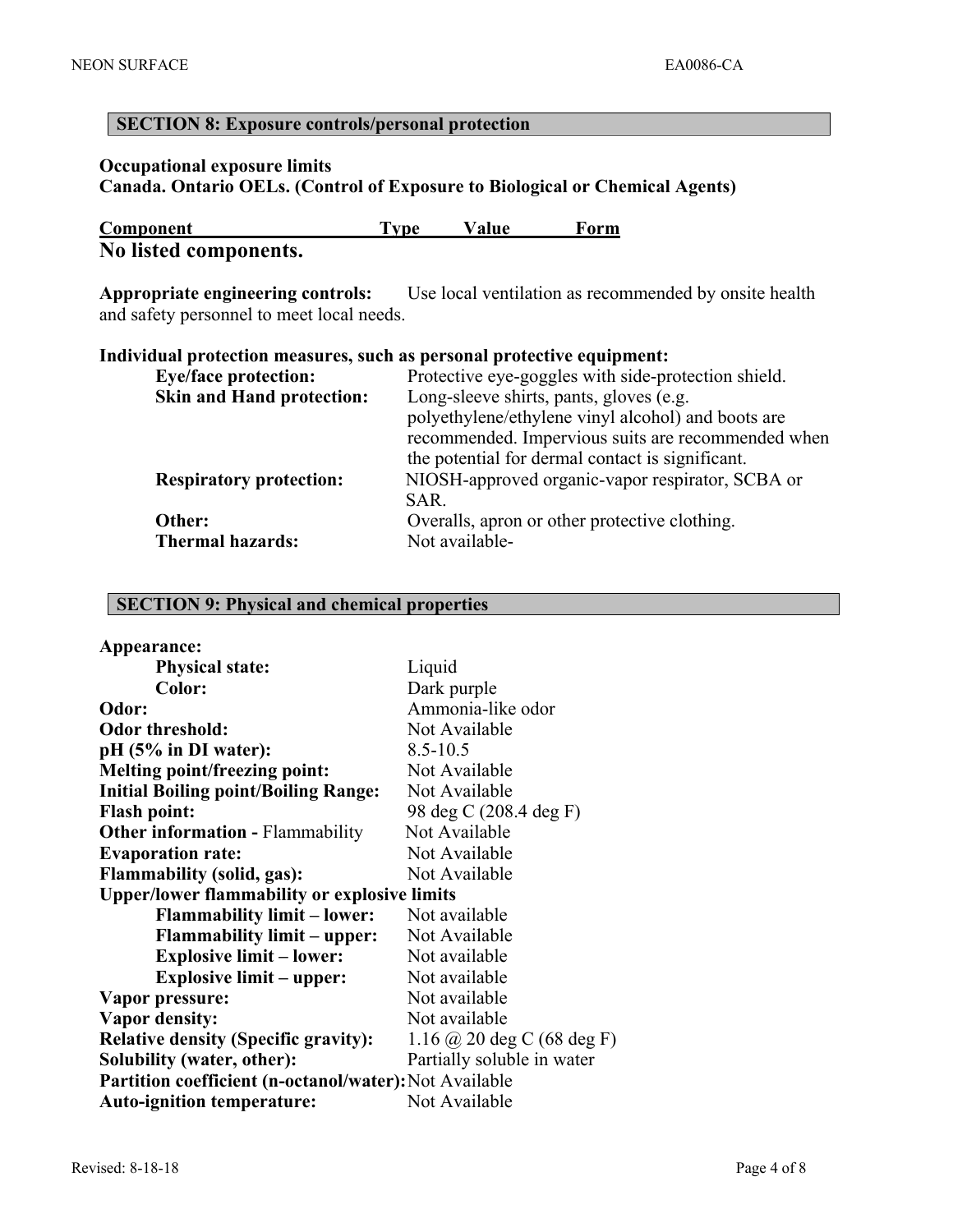## SECTION 8: Exposure controls/personal protection

**Occupational exposure limits**
**Canada. Ontario OELs. (Control of Exposure to Biological or Chemical Agents)**

| Component | Type | Value | Form |
|---|---|---|---|
| **No listed components.** | | | |

**Appropriate engineering controls:** Use local ventilation as recommended by onsite health and safety personnel to meet local needs.

**Individual protection measures, such as personal protective equipment:**

| | |
|---|---|
| **Eye/face protection:** | Protective eye-goggles with side-protection shield. |
| **Skin and Hand protection:** | Long-sleeve shirts, pants, gloves (e.g. polyethylene/ethylene vinyl alcohol) and boots are recommended. Impervious suits are recommended when the potential for dermal contact is significant. |
| **Respiratory protection:** | NIOSH-approved organic-vapor respirator, SCBA or SAR. |
| **Other:** | Overalls, apron or other protective clothing. |
| **Thermal hazards:** | Not available- |

## SECTION 9: Physical and chemical properties

| | |
|---|---|
| **Appearance:** | |
| **Physical state:** | Liquid |
| **Color:** | Dark purple |
| **Odor:** | Ammonia-like odor |
| **Odor threshold:** | Not Available |
| **pH (5% in DI water):** | 8.5-10.5 |
| **Melting point/freezing point:** | Not Available |
| **Initial Boiling point/Boiling Range:** | Not Available |
| **Flash point:** | 98 deg C (208.4 deg F) |
| **Other information -** Flammability | Not Available |
| **Evaporation rate:** | Not Available |
| **Flammability (solid, gas):** | Not Available |
| **Upper/lower flammability or explosive limits** | |
| **Flammability limit – lower:** | Not available |
| **Flammability limit – upper:** | Not Available |
| **Explosive limit – lower:** | Not available |
| **Explosive limit – upper:** | Not available |
| **Vapor pressure:** | Not available |
| **Vapor density:** | Not available |
| **Relative density (Specific gravity):** | 1.16 @ 20 deg C (68 deg F) |
| **Solubility (water, other):** | Partially soluble in water |
| **Partition coefficient (n-octanol/water):** | Not Available |
| **Auto-ignition temperature:** | Not Available |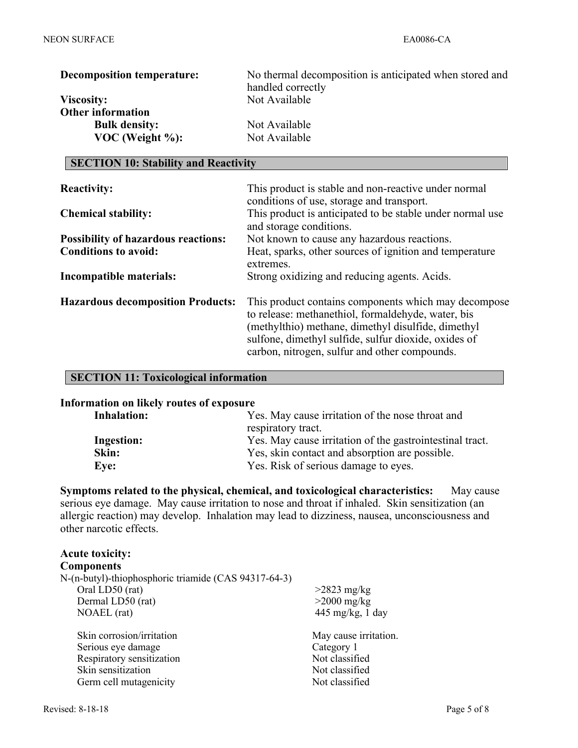| | |
|---|---|
| **Decomposition temperature:** | No thermal decomposition is anticipated when stored and handled correctly |
| **Viscosity:** | Not Available |
| **Other information** | |
| **Bulk density:** | Not Available |
| **VOC (Weight %):** | Not Available |

## SECTION 10: Stability and Reactivity

| | |
|---|---|
| **Reactivity:** | This product is stable and non-reactive under normal conditions of use, storage and transport. |
| **Chemical stability:** | This product is anticipated to be stable under normal use and storage conditions. |
| **Possibility of hazardous reactions:** | Not known to cause any hazardous reactions. |
| **Conditions to avoid:** | Heat, sparks, other sources of ignition and temperature extremes. |
| **Incompatible materials:** | Strong oxidizing and reducing agents. Acids. |
| **Hazardous decomposition Products:** | This product contains components which may decompose to release: methanethiol, formaldehyde, water, bis (methylthio) methane, dimethyl disulfide, dimethyl sulfone, dimethyl sulfide, sulfur dioxide, oxides of carbon, nitrogen, sulfur and other compounds. |

## SECTION 11: Toxicological information

**Information on likely routes of exposure**

| | |
|---|---|
| **Inhalation:** | Yes. May cause irritation of the nose throat and respiratory tract. |
| **Ingestion:** | Yes. May cause irritation of the gastrointestinal tract. |
| **Skin:** | Yes, skin contact and absorption are possible. |
| **Eye:** | Yes. Risk of serious damage to eyes. |

**Symptoms related to the physical, chemical, and toxicological characteristics:** May cause serious eye damage. May cause irritation to nose and throat if inhaled. Skin sensitization (an allergic reaction) may develop. Inhalation may lead to dizziness, nausea, unconsciousness and other narcotic effects.

**Acute toxicity:**

**Components**

N-(n-butyl)-thiophosphoric triamide (CAS 94317-64-3)

| | |
|---|---|
| Oral LD50 (rat) | >2823 mg/kg |
| Dermal LD50 (rat) | >2000 mg/kg |
| NOAEL (rat) | 445 mg/kg, 1 day |
| Skin corrosion/irritation | May cause irritation. |
| Serious eye damage | Category 1 |
| Respiratory sensitization | Not classified |
| Skin sensitization | Not classified |
| Germ cell mutagenicity | Not classified |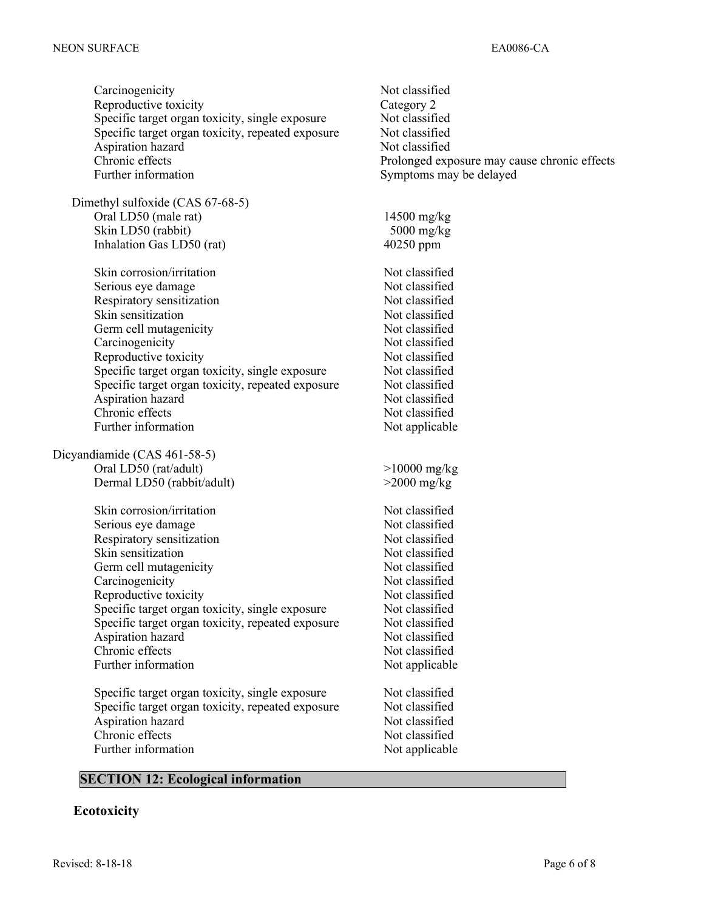| | |
|---|---|
| Carcinogenicity | Not classified |
| Reproductive toxicity | Category 2 |
| Specific target organ toxicity, single exposure | Not classified |
| Specific target organ toxicity, repeated exposure | Not classified |
| Aspiration hazard | Not classified |
| Chronic effects | Prolonged exposure may cause chronic effects |
| Further information | Symptoms may be delayed |

Dimethyl sulfoxide (CAS 67-68-5)

| | |
|---|---|
| Oral LD50 (male rat) | 14500 mg/kg |
| Skin LD50 (rabbit) | 5000 mg/kg |
| Inhalation Gas LD50 (rat) | 40250 ppm |

| | |
|---|---|
| Skin corrosion/irritation | Not classified |
| Serious eye damage | Not classified |
| Respiratory sensitization | Not classified |
| Skin sensitization | Not classified |
| Germ cell mutagenicity | Not classified |
| Carcinogenicity | Not classified |
| Reproductive toxicity | Not classified |
| Specific target organ toxicity, single exposure | Not classified |
| Specific target organ toxicity, repeated exposure | Not classified |
| Aspiration hazard | Not classified |
| Chronic effects | Not classified |
| Further information | Not applicable |

Dicyandiamide (CAS 461-58-5)

| | |
|---|---|
| Oral LD50 (rat/adult) | >10000 mg/kg |
| Dermal LD50 (rabbit/adult) | >2000 mg/kg |

| | |
|---|---|
| Skin corrosion/irritation | Not classified |
| Serious eye damage | Not classified |
| Respiratory sensitization | Not classified |
| Skin sensitization | Not classified |
| Germ cell mutagenicity | Not classified |
| Carcinogenicity | Not classified |
| Reproductive toxicity | Not classified |
| Specific target organ toxicity, single exposure | Not classified |
| Specific target organ toxicity, repeated exposure | Not classified |
| Aspiration hazard | Not classified |
| Chronic effects | Not classified |
| Further information | Not applicable |

| | |
|---|---|
| Specific target organ toxicity, single exposure | Not classified |
| Specific target organ toxicity, repeated exposure | Not classified |
| Aspiration hazard | Not classified |
| Chronic effects | Not classified |
| Further information | Not applicable |

## SECTION 12: Ecological information

### Ecotoxicity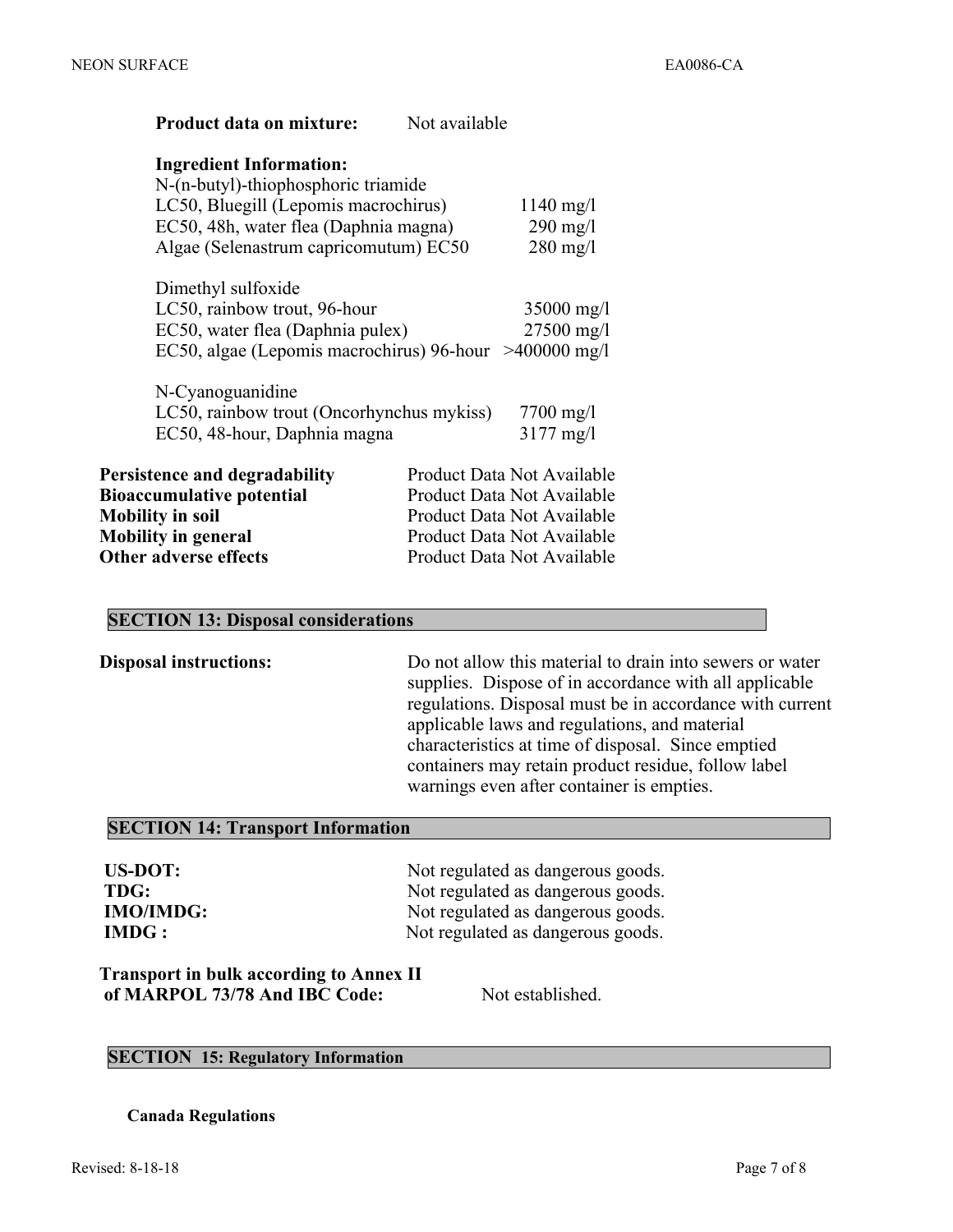**Product data on mixture:** Not available

**Ingredient Information:**

N-(n-butyl)-thiophosphoric triamide

| | |
|---|---|
| LC50, Bluegill (Lepomis macrochirus) | 1140 mg/l |
| EC50, 48h, water flea (Daphnia magna) | 290 mg/l |
| Algae (Selenastrum capricomutum) EC50 | 280 mg/l |

Dimethyl sulfoxide

| | |
|---|---|
| LC50, rainbow trout, 96-hour | 35000 mg/l |
| EC50, water flea (Daphnia pulex) | 27500 mg/l |
| EC50, algae (Lepomis macrochirus) 96-hour | >400000 mg/l |

N-Cyanoguanidine

| | |
|---|---|
| LC50, rainbow trout (Oncorhynchus mykiss) | 7700 mg/l |
| EC50, 48-hour, Daphnia magna | 3177 mg/l |

| | |
|---|---|
| **Persistence and degradability** | Product Data Not Available |
| **Bioaccumulative potential** | Product Data Not Available |
| **Mobility in soil** | Product Data Not Available |
| **Mobility in general** | Product Data Not Available |
| **Other adverse effects** | Product Data Not Available |

## SECTION 13: Disposal considerations

**Disposal instructions:** Do not allow this material to drain into sewers or water supplies. Dispose of in accordance with all applicable regulations. Disposal must be in accordance with current applicable laws and regulations, and material characteristics at time of disposal. Since emptied containers may retain product residue, follow label warnings even after container is empties.

## SECTION 14: Transport Information

| | |
|---|---|
| **US-DOT:** | Not regulated as dangerous goods. |
| **TDG:** | Not regulated as dangerous goods. |
| **IMO/IMDG:** | Not regulated as dangerous goods. |
| **IMDG :** | Not regulated as dangerous goods. |

**Transport in bulk according to Annex II of MARPOL 73/78 And IBC Code:** Not established.

## SECTION 15: Regulatory Information

**Canada Regulations**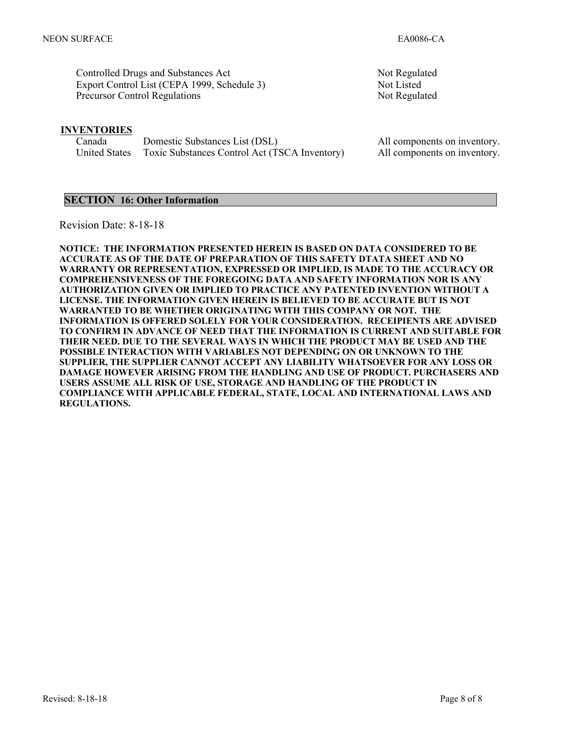| | |
|---|---|
| Controlled Drugs and Substances Act | Not Regulated |
| Export Control List (CEPA 1999, Schedule 3) | Not Listed |
| Precursor Control Regulations | Not Regulated |

**INVENTORIES**

| | | |
|---|---|---|
| Canada | Domestic Substances List (DSL) | All components on inventory. |
| United States | Toxic Substances Control Act (TSCA Inventory) | All components on inventory. |

## SECTION 16: Other Information

Revision Date: 8-18-18

**NOTICE: THE INFORMATION PRESENTED HEREIN IS BASED ON DATA CONSIDERED TO BE ACCURATE AS OF THE DATE OF PREPARATION OF THIS SAFETY DTATA SHEET AND NO WARRANTY OR REPRESENTATION, EXPRESSED OR IMPLIED, IS MADE TO THE ACCURACY OR COMPREHENSIVENESS OF THE FOREGOING DATA AND SAFETY INFORMATION NOR IS ANY AUTHORIZATION GIVEN OR IMPLIED TO PRACTICE ANY PATENTED INVENTION WITHOUT A LICENSE. THE INFORMATION GIVEN HEREIN IS BELIEVED TO BE ACCURATE BUT IS NOT WARRANTED TO BE WHETHER ORIGINATING WITH THIS COMPANY OR NOT. THE INFORMATION IS OFFERED SOLELY FOR YOUR CONSIDERATION. RECEIPIENTS ARE ADVISED TO CONFIRM IN ADVANCE OF NEED THAT THE INFORMATION IS CURRENT AND SUITABLE FOR THEIR NEED. DUE TO THE SEVERAL WAYS IN WHICH THE PRODUCT MAY BE USED AND THE POSSIBLE INTERACTION WITH VARIABLES NOT DEPENDING ON OR UNKNOWN TO THE SUPPLIER, THE SUPPLIER CANNOT ACCEPT ANY LIABILITY WHATSOEVER FOR ANY LOSS OR DAMAGE HOWEVER ARISING FROM THE HANDLING AND USE OF PRODUCT. PURCHASERS AND USERS ASSUME ALL RISK OF USE, STORAGE AND HANDLING OF THE PRODUCT IN COMPLIANCE WITH APPLICABLE FEDERAL, STATE, LOCAL AND INTERNATIONAL LAWS AND REGULATIONS.**